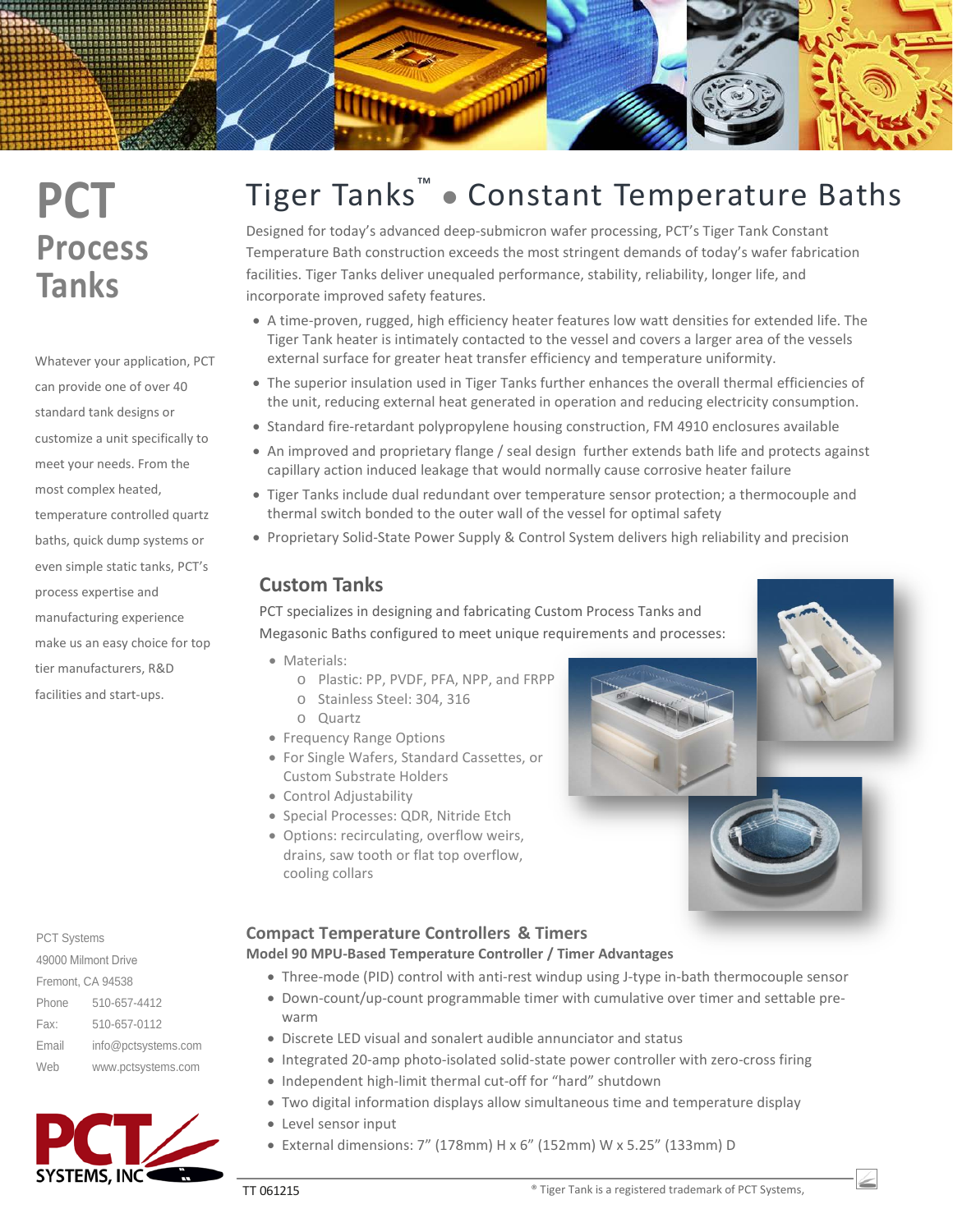# PCT Process Tanks

Whatever your application, PCT can provide one of over 40 standard tank designs or customize a unit specifically to meet your needs. From the most complex heated, temperature controlled quartz baths, quick dump systems or even simple static tanks, PCT's process expertise and manufacturing experience make us an easy choice for top tier manufacturers, R&D facilities and start-ups.

PCT Systems
49000 Milmont Drive
Fremont, CA 94538

| | |
|---|---|
| Phone | 510-657-4412 |
| Fax: | 510-657-0112 |
| Email | info@pctsystems.com |
| Web | www.pctsystems.com |

# Tiger Tanks™ • Constant Temperature Baths

Designed for today's advanced deep-submicron wafer processing, PCT's Tiger Tank Constant Temperature Bath construction exceeds the most stringent demands of today's wafer fabrication facilities. Tiger Tanks deliver unequaled performance, stability, reliability, longer life, and incorporate improved safety features.

- A time-proven, rugged, high efficiency heater features low watt densities for extended life. The Tiger Tank heater is intimately contacted to the vessel and covers a larger area of the vessels external surface for greater heat transfer efficiency and temperature uniformity.
- The superior insulation used in Tiger Tanks further enhances the overall thermal efficiencies of the unit, reducing external heat generated in operation and reducing electricity consumption.
- Standard fire-retardant polypropylene housing construction, FM 4910 enclosures available
- An improved and proprietary flange / seal design further extends bath life and protects against capillary action induced leakage that would normally cause corrosive heater failure
- Tiger Tanks include dual redundant over temperature sensor protection; a thermocouple and thermal switch bonded to the outer wall of the vessel for optimal safety
- Proprietary Solid-State Power Supply & Control System delivers high reliability and precision

## Custom Tanks

PCT specializes in designing and fabricating Custom Process Tanks and Megasonic Baths configured to meet unique requirements and processes:

- Materials:
  - Plastic: PP, PVDF, PFA, NPP, and FRPP
  - Stainless Steel: 304, 316
  - Quartz
- Frequency Range Options
- For Single Wafers, Standard Cassettes, or Custom Substrate Holders
- Control Adjustability
- Special Processes: QDR, Nitride Etch
- Options: recirculating, overflow weirs, drains, saw tooth or flat top overflow, cooling collars

## Compact Temperature Controllers & Timers

**Model 90 MPU-Based Temperature Controller / Timer Advantages**

- Three-mode (PID) control with anti-rest windup using J-type in-bath thermocouple sensor
- Down-count/up-count programmable timer with cumulative over timer and settable pre-warm
- Discrete LED visual and sonalert audible annunciator and status
- Integrated 20-amp photo-isolated solid-state power controller with zero-cross firing
- Independent high-limit thermal cut-off for "hard" shutdown
- Two digital information displays allow simultaneous time and temperature display
- Level sensor input
- External dimensions: 7" (178mm) H x 6" (152mm) W x 5.25" (133mm) D

TT 061215

® Tiger Tank is a registered trademark of PCT Systems,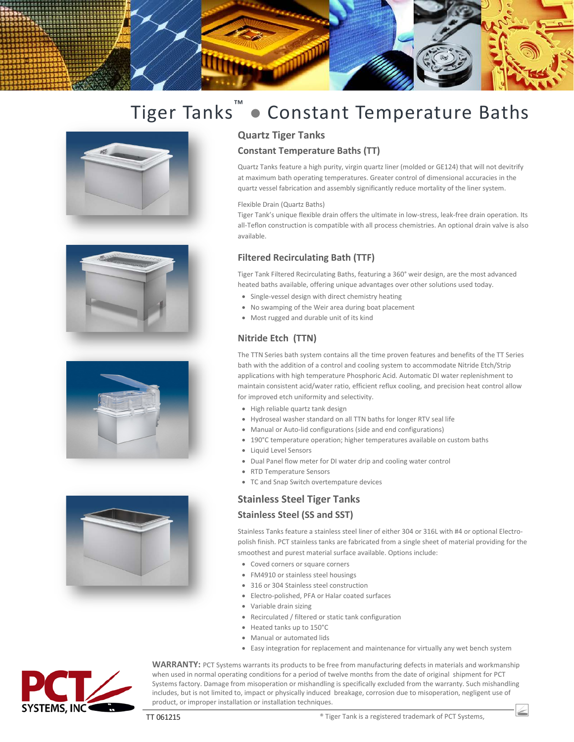# Tiger Tanks™ ● Constant Temperature Baths

## Quartz Tiger Tanks

### Constant Temperature Baths (TT)

Quartz Tanks feature a high purity, virgin quartz liner (molded or GE124) that will not devitrify at maximum bath operating temperatures. Greater control of dimensional accuracies in the quartz vessel fabrication and assembly significantly reduce mortality of the liner system.

Flexible Drain (Quartz Baths)

Tiger Tank's unique flexible drain offers the ultimate in low-stress, leak-free drain operation. Its all-Teflon construction is compatible with all process chemistries. An optional drain valve is also available.

### Filtered Recirculating Bath (TTF)

Tiger Tank Filtered Recirculating Baths, featuring a 360° weir design, are the most advanced heated baths available, offering unique advantages over other solutions used today.

- Single-vessel design with direct chemistry heating
- No swamping of the Weir area during boat placement
- Most rugged and durable unit of its kind

### Nitride Etch (TTN)

The TTN Series bath system contains all the time proven features and benefits of the TT Series bath with the addition of a control and cooling system to accommodate Nitride Etch/Strip applications with high temperature Phosphoric Acid. Automatic DI water replenishment to maintain consistent acid/water ratio, efficient reflux cooling, and precision heat control allow for improved etch uniformity and selectivity.

- High reliable quartz tank design
- Hydroseal washer standard on all TTN baths for longer RTV seal life
- Manual or Auto-lid configurations (side and end configurations)
- 190°C temperature operation; higher temperatures available on custom baths
- Liquid Level Sensors
- Dual Panel flow meter for DI water drip and cooling water control
- RTD Temperature Sensors
- TC and Snap Switch overtempature devices

## Stainless Steel Tiger Tanks

### Stainless Steel (SS and SST)

Stainless Tanks feature a stainless steel liner of either 304 or 316L with #4 or optional Electro-polish finish. PCT stainless tanks are fabricated from a single sheet of material providing for the smoothest and purest material surface available. Options include:

- Coved corners or square corners
- FM4910 or stainless steel housings
- 316 or 304 Stainless steel construction
- Electro-polished, PFA or Halar coated surfaces
- Variable drain sizing
- Recirculated / filtered or static tank configuration
- Heated tanks up to 150°C
- Manual or automated lids
- Easy integration for replacement and maintenance for virtually any wet bench system

**WARRANTY:** PCT Systems warrants its products to be free from manufacturing defects in materials and workmanship when used in normal operating conditions for a period of twelve months from the date of original shipment for PCT Systems factory. Damage from misoperation or mishandling is specifically excluded from the warranty. Such mishandling includes, but is not limited to, impact or physically induced breakage, corrosion due to misoperation, negligent use of product, or improper installation or installation techniques.

PCT SYSTEMS, INC

TT 061215

® Tiger Tank is a registered trademark of PCT Systems,